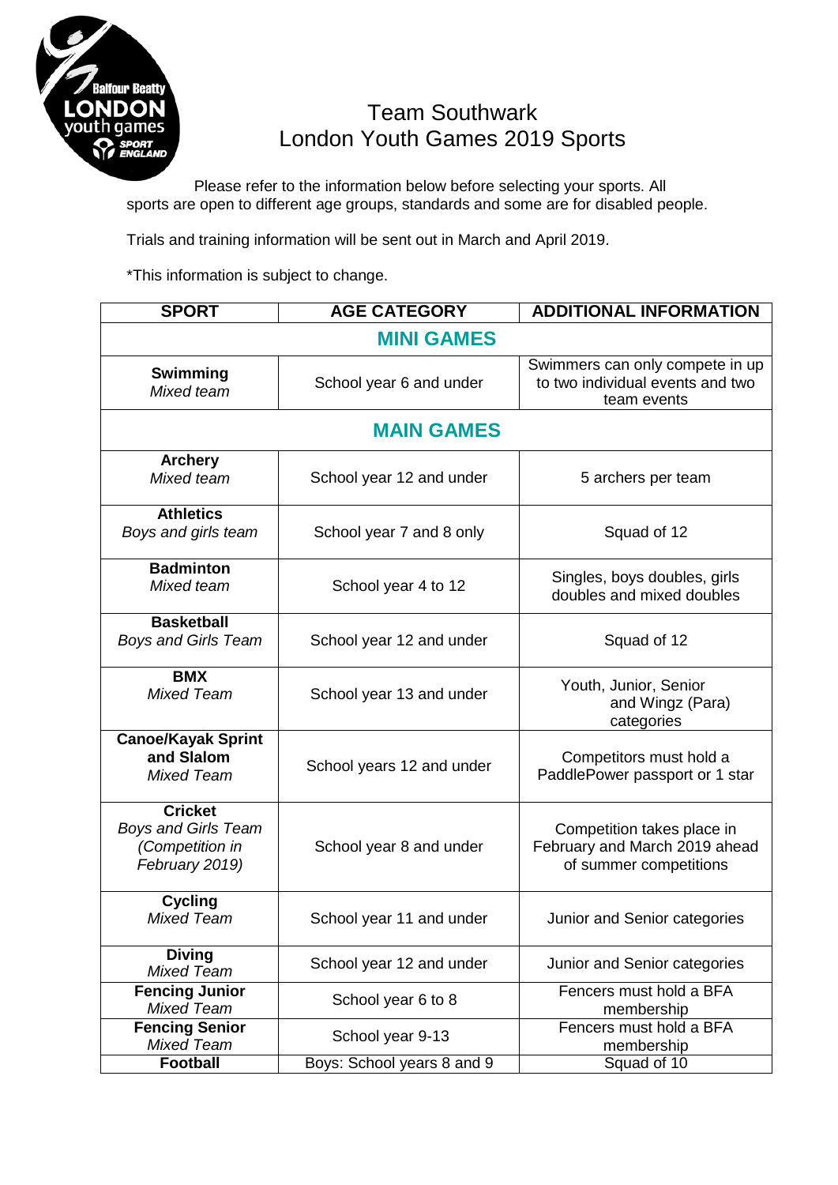# Team Southwark
# London Youth Games 2019 Sports

Please refer to the information below before selecting your sports. All sports are open to different age groups, standards and some are for disabled people.

Trials and training information will be sent out in March and April 2019.

*This information is subject to change.

| SPORT | AGE CATEGORY | ADDITIONAL INFORMATION |
|---|---|---|
| **MINI GAMES** | | |
| **Swimming** *Mixed team* | School year 6 and under | Swimmers can only compete in up to two individual events and two team events |
| **MAIN GAMES** | | |
| **Archery** *Mixed team* | School year 12 and under | 5 archers per team |
| **Athletics** *Boys and girls team* | School year 7 and 8 only | Squad of 12 |
| **Badminton** *Mixed team* | School year 4 to 12 | Singles, boys doubles, girls doubles and mixed doubles |
| **Basketball** *Boys and Girls Team* | School year 12 and under | Squad of 12 |
| **BMX** *Mixed Team* | School year 13 and under | Youth, Junior, Senior and Wingz (Para) categories |
| **Canoe/Kayak Sprint and Slalom** *Mixed Team* | School years 12 and under | Competitors must hold a PaddlePower passport or 1 star |
| **Cricket** *Boys and Girls Team (Competition in February 2019)* | School year 8 and under | Competition takes place in February and March 2019 ahead of summer competitions |
| **Cycling** *Mixed Team* | School year 11 and under | Junior and Senior categories |
| **Diving** *Mixed Team* | School year 12 and under | Junior and Senior categories |
| **Fencing Junior** *Mixed Team* | School year 6 to 8 | Fencers must hold a BFA membership |
| **Fencing Senior** *Mixed Team* | School year 9-13 | Fencers must hold a BFA membership |
| **Football** | Boys: School years 8 and 9 | Squad of 10 |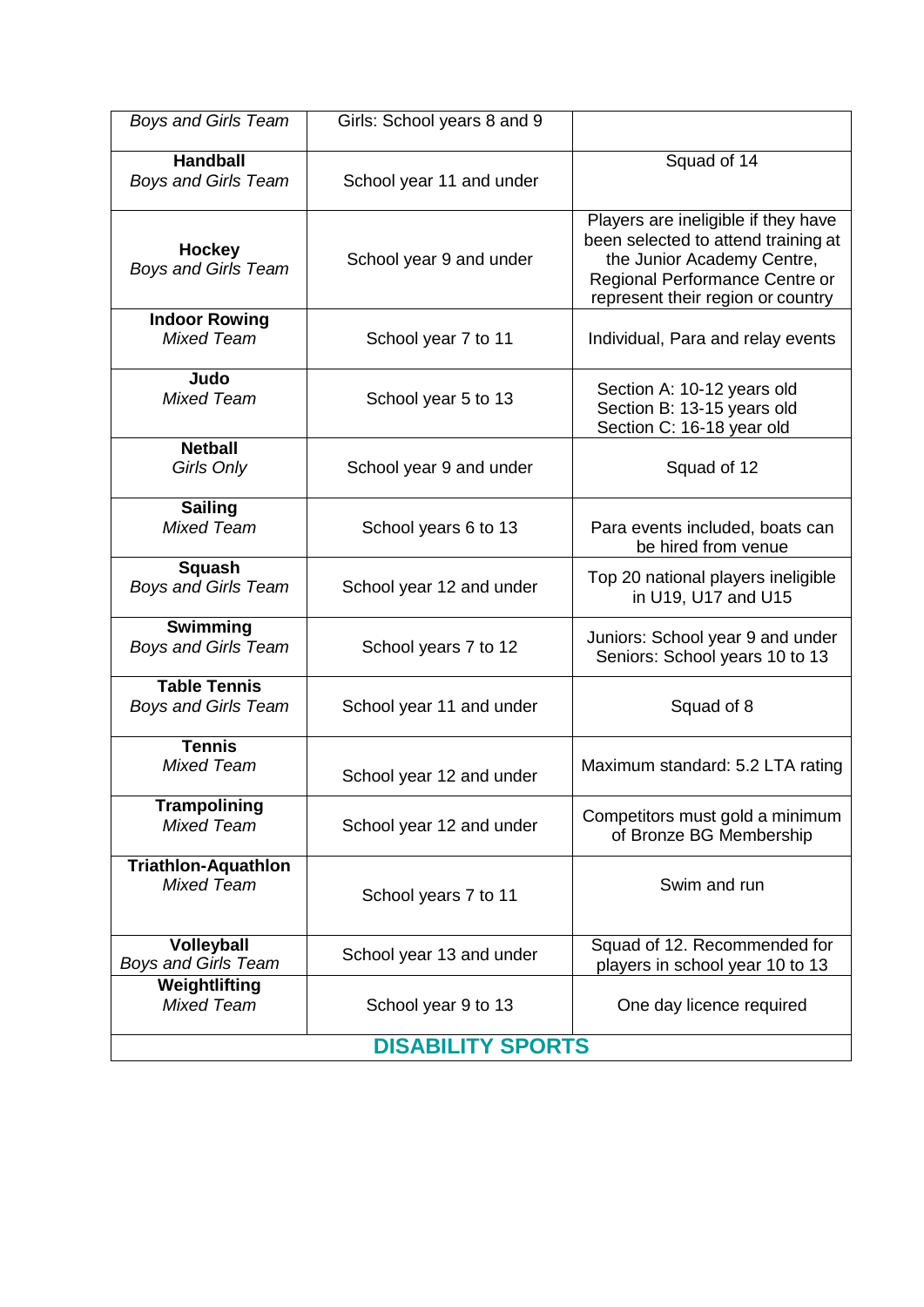| | | |
|---|---|---|
| *Boys and Girls Team* | Girls: School years 8 and 9 | |
| **Handball**<br>*Boys and Girls Team* | School year 11 and under | Squad of 14 |
| **Hockey**<br>*Boys and Girls Team* | School year 9 and under | Players are ineligible if they have been selected to attend training at the Junior Academy Centre, Regional Performance Centre or represent their region or country |
| **Indoor Rowing**<br>*Mixed Team* | School year 7 to 11 | Individual, Para and relay events |
| **Judo**<br>*Mixed Team* | School year 5 to 13 | Section A: 10-12 years old<br>Section B: 13-15 years old<br>Section C: 16-18 year old |
| **Netball**<br>*Girls Only* | School year 9 and under | Squad of 12 |
| **Sailing**<br>*Mixed Team* | School years 6 to 13 | Para events included, boats can be hired from venue |
| **Squash**<br>*Boys and Girls Team* | School year 12 and under | Top 20 national players ineligible in U19, U17 and U15 |
| **Swimming**<br>*Boys and Girls Team* | School years 7 to 12 | Juniors: School year 9 and under<br>Seniors: School years 10 to 13 |
| **Table Tennis**<br>*Boys and Girls Team* | School year 11 and under | Squad of 8 |
| **Tennis**<br>*Mixed Team* | School year 12 and under | Maximum standard: 5.2 LTA rating |
| **Trampolining**<br>*Mixed Team* | School year 12 and under | Competitors must gold a minimum of Bronze BG Membership |
| **Triathlon-Aquathlon**<br>*Mixed Team* | School years 7 to 11 | Swim and run |
| **Volleyball**<br>*Boys and Girls Team* | School year 13 and under | Squad of 12. Recommended for players in school year 10 to 13 |
| **Weightlifting**<br>*Mixed Team* | School year 9 to 13 | One day licence required |
| **DISABILITY SPORTS** | | |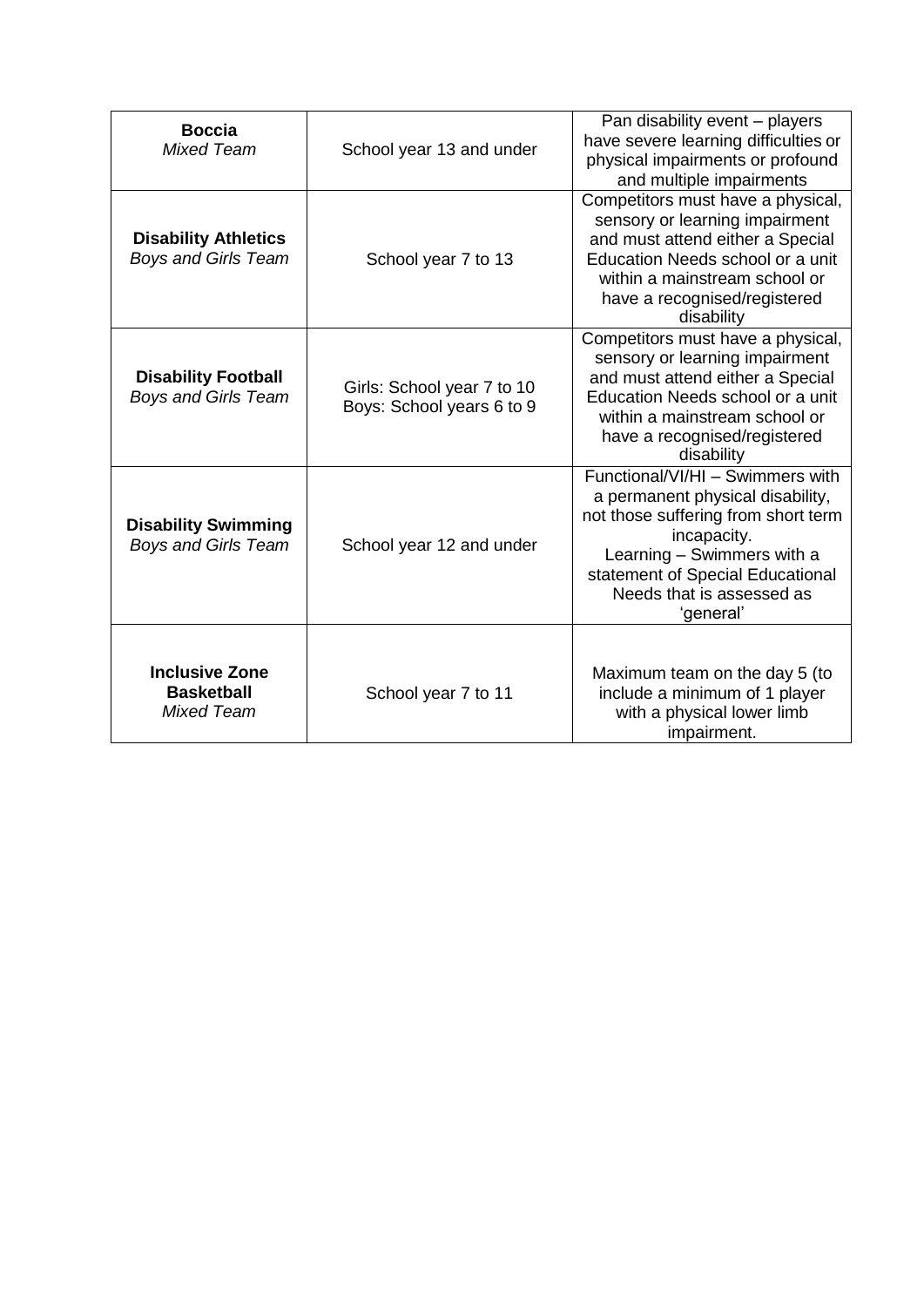| | | |
|---|---|---|
| **Boccia**<br>*Mixed Team* | School year 13 and under | Pan disability event – players have severe learning difficulties or physical impairments or profound and multiple impairments |
| **Disability Athletics**<br>*Boys and Girls Team* | School year 7 to 13 | Competitors must have a physical, sensory or learning impairment and must attend either a Special Education Needs school or a unit within a mainstream school or have a recognised/registered disability |
| **Disability Football**<br>*Boys and Girls Team* | Girls: School year 7 to 10<br>Boys: School years 6 to 9 | Competitors must have a physical, sensory or learning impairment and must attend either a Special Education Needs school or a unit within a mainstream school or have a recognised/registered disability |
| **Disability Swimming**<br>*Boys and Girls Team* | School year 12 and under | Functional/VI/HI – Swimmers with a permanent physical disability, not those suffering from short term incapacity.<br>Learning – Swimmers with a statement of Special Educational Needs that is assessed as 'general' |
| **Inclusive Zone Basketball**<br>*Mixed Team* | School year 7 to 11 | Maximum team on the day 5 (to include a minimum of 1 player with a physical lower limb impairment. |